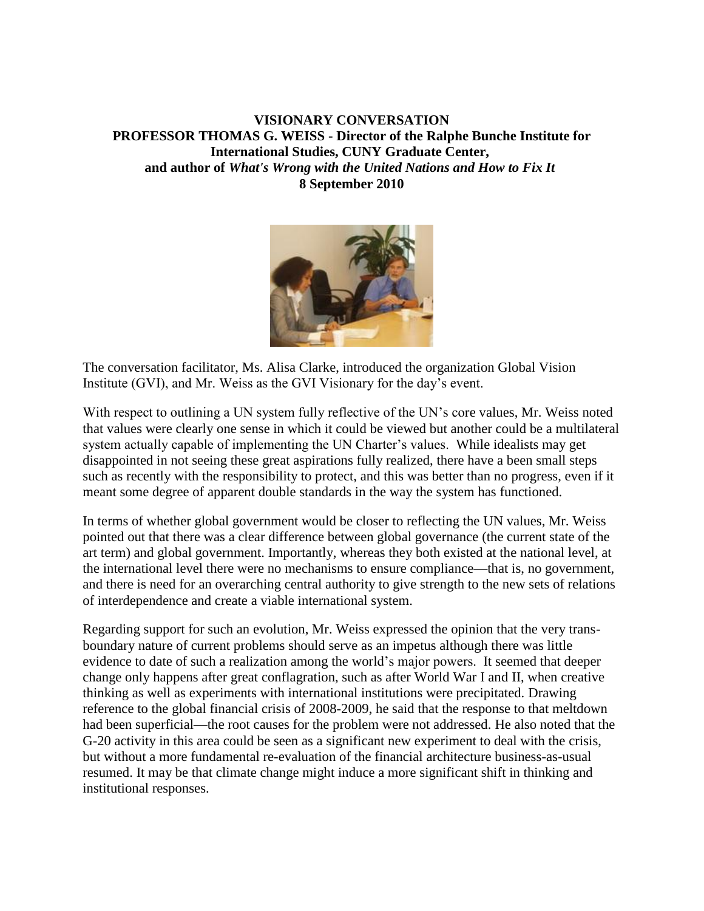**VISIONARY CONVERSATION**
**PROFESSOR THOMAS G. WEISS - Director of the Ralphe Bunche Institute for International Studies, CUNY Graduate Center,**
**and author of *What's Wrong with the United Nations and How to Fix It***
**8 September 2010**

The conversation facilitator, Ms. Alisa Clarke, introduced the organization Global Vision Institute (GVI), and Mr. Weiss as the GVI Visionary for the day's event.

With respect to outlining a UN system fully reflective of the UN's core values, Mr. Weiss noted that values were clearly one sense in which it could be viewed but another could be a multilateral system actually capable of implementing the UN Charter's values. While idealists may get disappointed in not seeing these great aspirations fully realized, there have a been small steps such as recently with the responsibility to protect, and this was better than no progress, even if it meant some degree of apparent double standards in the way the system has functioned.

In terms of whether global government would be closer to reflecting the UN values, Mr. Weiss pointed out that there was a clear difference between global governance (the current state of the art term) and global government. Importantly, whereas they both existed at the national level, at the international level there were no mechanisms to ensure compliance—that is, no government, and there is need for an overarching central authority to give strength to the new sets of relations of interdependence and create a viable international system.

Regarding support for such an evolution, Mr. Weiss expressed the opinion that the very trans-boundary nature of current problems should serve as an impetus although there was little evidence to date of such a realization among the world's major powers. It seemed that deeper change only happens after great conflagration, such as after World War I and II, when creative thinking as well as experiments with international institutions were precipitated. Drawing reference to the global financial crisis of 2008-2009, he said that the response to that meltdown had been superficial—the root causes for the problem were not addressed. He also noted that the G-20 activity in this area could be seen as a significant new experiment to deal with the crisis, but without a more fundamental re-evaluation of the financial architecture business-as-usual resumed. It may be that climate change might induce a more significant shift in thinking and institutional responses.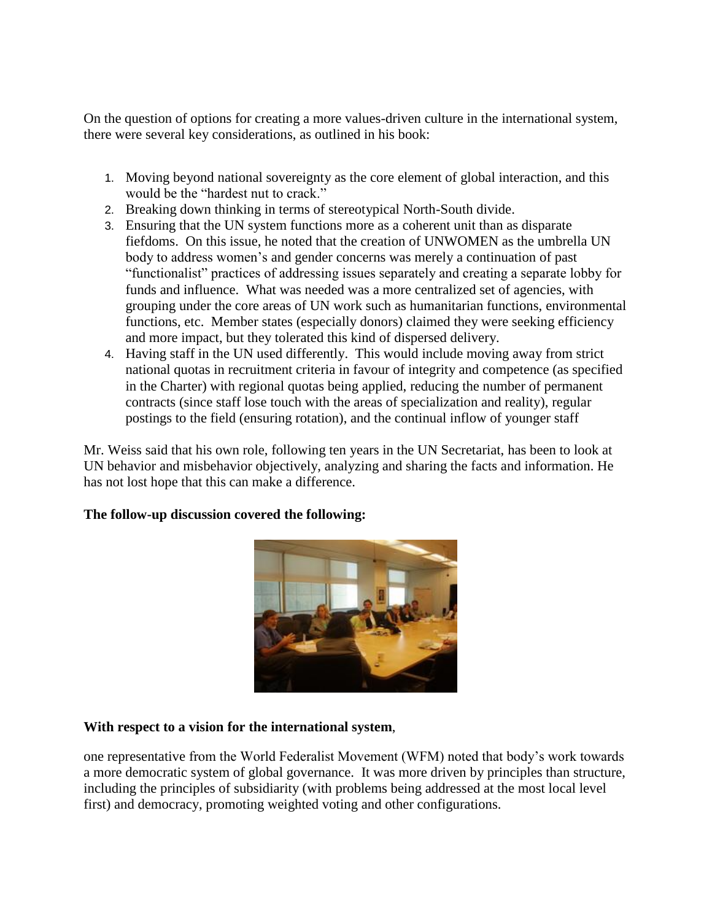On the question of options for creating a more values-driven culture in the international system, there were several key considerations, as outlined in his book:

1. Moving beyond national sovereignty as the core element of global interaction, and this would be the "hardest nut to crack."
2. Breaking down thinking in terms of stereotypical North-South divide.
3. Ensuring that the UN system functions more as a coherent unit than as disparate fiefdoms. On this issue, he noted that the creation of UNWOMEN as the umbrella UN body to address women's and gender concerns was merely a continuation of past "functionalist" practices of addressing issues separately and creating a separate lobby for funds and influence. What was needed was a more centralized set of agencies, with grouping under the core areas of UN work such as humanitarian functions, environmental functions, etc. Member states (especially donors) claimed they were seeking efficiency and more impact, but they tolerated this kind of dispersed delivery.
4. Having staff in the UN used differently. This would include moving away from strict national quotas in recruitment criteria in favour of integrity and competence (as specified in the Charter) with regional quotas being applied, reducing the number of permanent contracts (since staff lose touch with the areas of specialization and reality), regular postings to the field (ensuring rotation), and the continual inflow of younger staff

Mr. Weiss said that his own role, following ten years in the UN Secretariat, has been to look at UN behavior and misbehavior objectively, analyzing and sharing the facts and information. He has not lost hope that this can make a difference.

**The follow-up discussion covered the following:**

**With respect to a vision for the international system**,

one representative from the World Federalist Movement (WFM) noted that body's work towards a more democratic system of global governance. It was more driven by principles than structure, including the principles of subsidiarity (with problems being addressed at the most local level first) and democracy, promoting weighted voting and other configurations.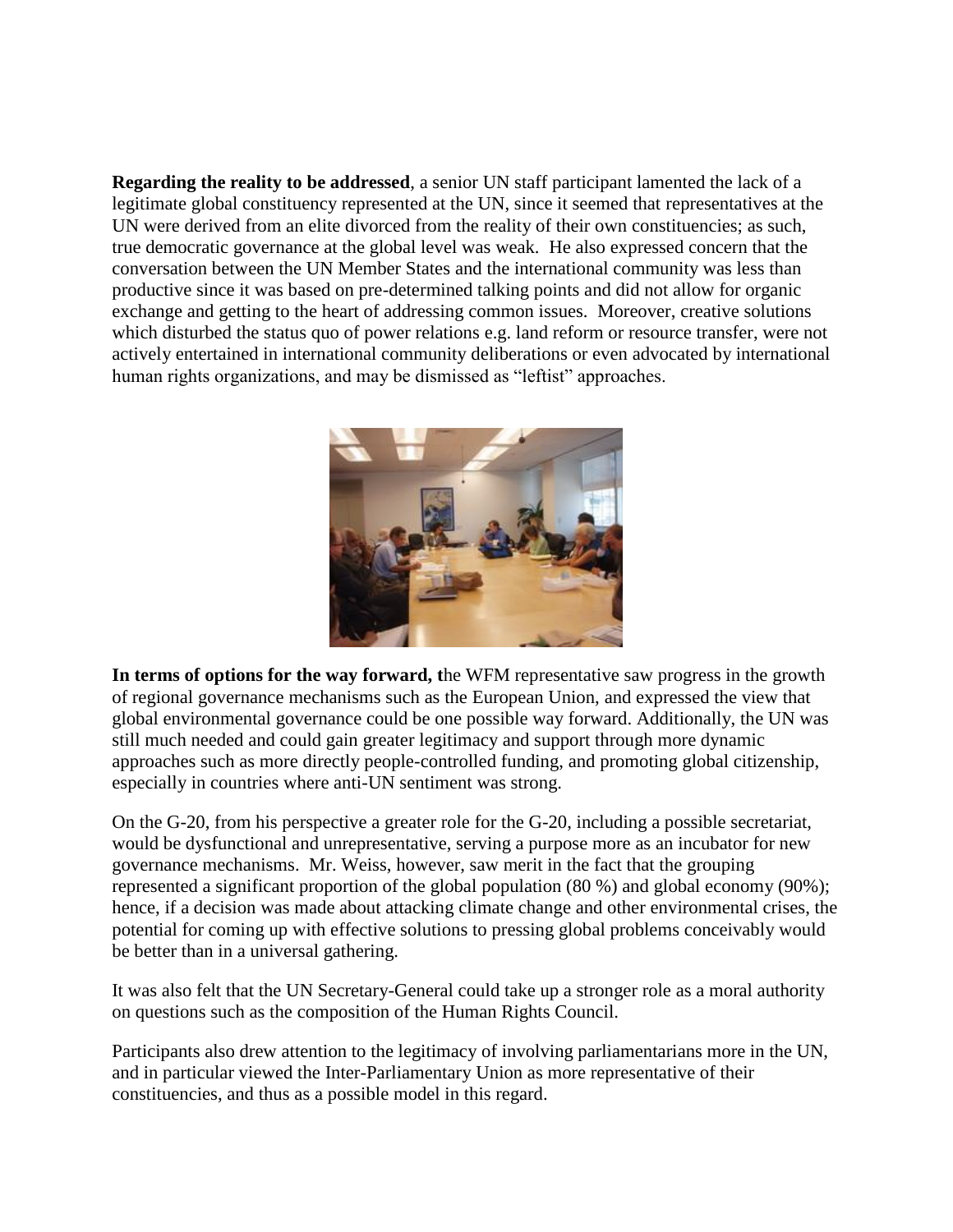**Regarding the reality to be addressed**, a senior UN staff participant lamented the lack of a legitimate global constituency represented at the UN, since it seemed that representatives at the UN were derived from an elite divorced from the reality of their own constituencies; as such, true democratic governance at the global level was weak. He also expressed concern that the conversation between the UN Member States and the international community was less than productive since it was based on pre-determined talking points and did not allow for organic exchange and getting to the heart of addressing common issues. Moreover, creative solutions which disturbed the status quo of power relations e.g. land reform or resource transfer, were not actively entertained in international community deliberations or even advocated by international human rights organizations, and may be dismissed as "leftist" approaches.

**In terms of options for the way forward, t**he WFM representative saw progress in the growth of regional governance mechanisms such as the European Union, and expressed the view that global environmental governance could be one possible way forward. Additionally, the UN was still much needed and could gain greater legitimacy and support through more dynamic approaches such as more directly people-controlled funding, and promoting global citizenship, especially in countries where anti-UN sentiment was strong.

On the G-20, from his perspective a greater role for the G-20, including a possible secretariat, would be dysfunctional and unrepresentative, serving a purpose more as an incubator for new governance mechanisms. Mr. Weiss, however, saw merit in the fact that the grouping represented a significant proportion of the global population (80 %) and global economy (90%); hence, if a decision was made about attacking climate change and other environmental crises, the potential for coming up with effective solutions to pressing global problems conceivably would be better than in a universal gathering.

It was also felt that the UN Secretary-General could take up a stronger role as a moral authority on questions such as the composition of the Human Rights Council.

Participants also drew attention to the legitimacy of involving parliamentarians more in the UN, and in particular viewed the Inter-Parliamentary Union as more representative of their constituencies, and thus as a possible model in this regard.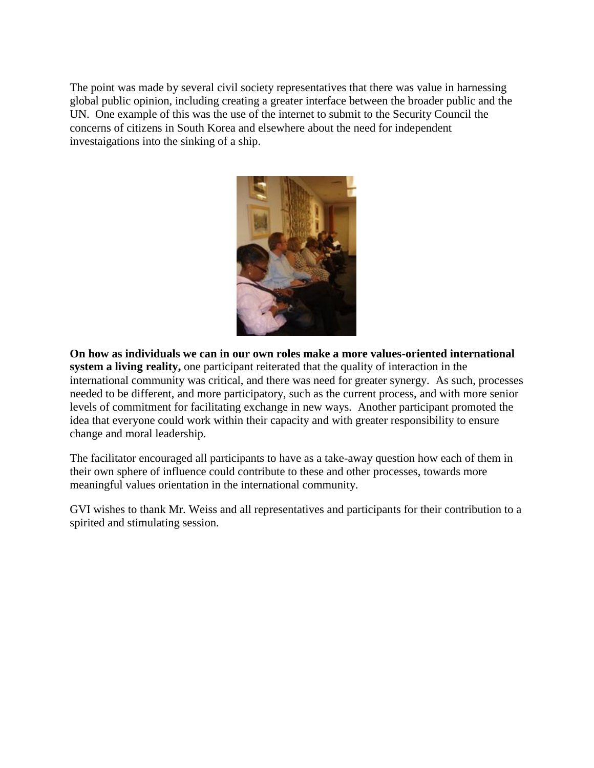The point was made by several civil society representatives that there was value in harnessing global public opinion, including creating a greater interface between the broader public and the UN. One example of this was the use of the internet to submit to the Security Council the concerns of citizens in South Korea and elsewhere about the need for independent investaigations into the sinking of a ship.

**On how as individuals we can in our own roles make a more values-oriented international system a living reality,** one participant reiterated that the quality of interaction in the international community was critical, and there was need for greater synergy. As such, processes needed to be different, and more participatory, such as the current process, and with more senior levels of commitment for facilitating exchange in new ways. Another participant promoted the idea that everyone could work within their capacity and with greater responsibility to ensure change and moral leadership.

The facilitator encouraged all participants to have as a take-away question how each of them in their own sphere of influence could contribute to these and other processes, towards more meaningful values orientation in the international community.

GVI wishes to thank Mr. Weiss and all representatives and participants for their contribution to a spirited and stimulating session.